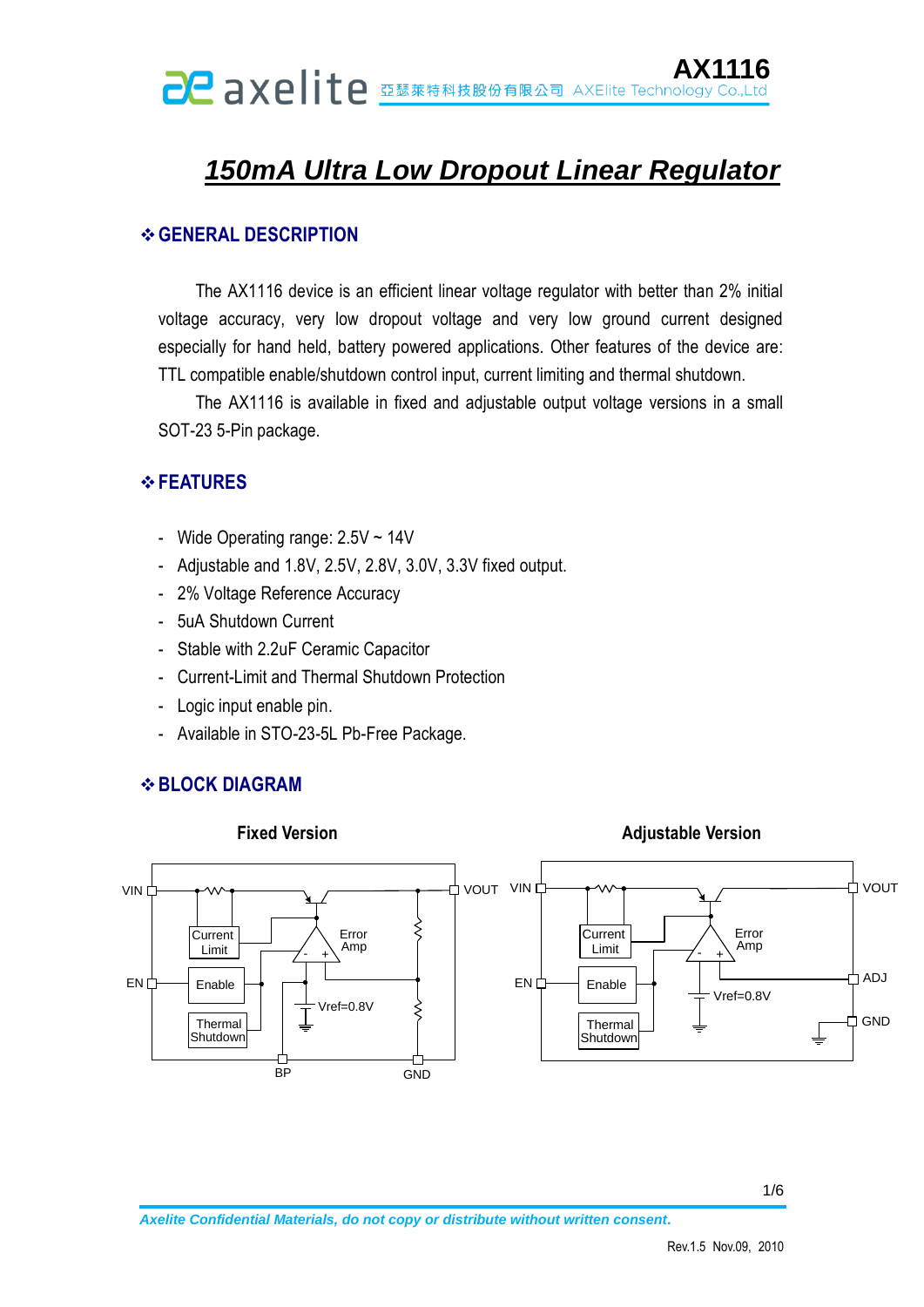# *150mA Ultra Low Dropout Linear Regulator*

## ❖ GENERAL DESCRIPTION

The AX1116 device is an efficient linear voltage regulator with better than 2% initial voltage accuracy, very low dropout voltage and very low ground current designed especially for hand held, battery powered applications. Other features of the device are: TTL compatible enable/shutdown control input, current limiting and thermal shutdown.

The AX1116 is available in fixed and adjustable output voltage versions in a small SOT-23 5-Pin package.

## ❖ FEATURES

- Wide Operating range: 2.5V ~ 14V
- Adjustable and 1.8V, 2.5V, 2.8V, 3.0V, 3.3V fixed output.
- 2% Voltage Reference Accuracy
- 5uA Shutdown Current
- Stable with 2.2uF Ceramic Capacitor
- Current-Limit and Thermal Shutdown Protection
- Logic input enable pin.
- Available in STO-23-5L Pb-Free Package.

## ❖ BLOCK DIAGRAM

**Fixed Version**

VIN, EN, Current Limit, Enable, Thermal Shutdown, Error Amp, Vref=0.8V, VOUT, BP, GND

**Adjustable Version**

VIN, EN, Current Limit, Enable, Thermal Shutdown, Error Amp, Vref=0.8V, VOUT, ADJ, GND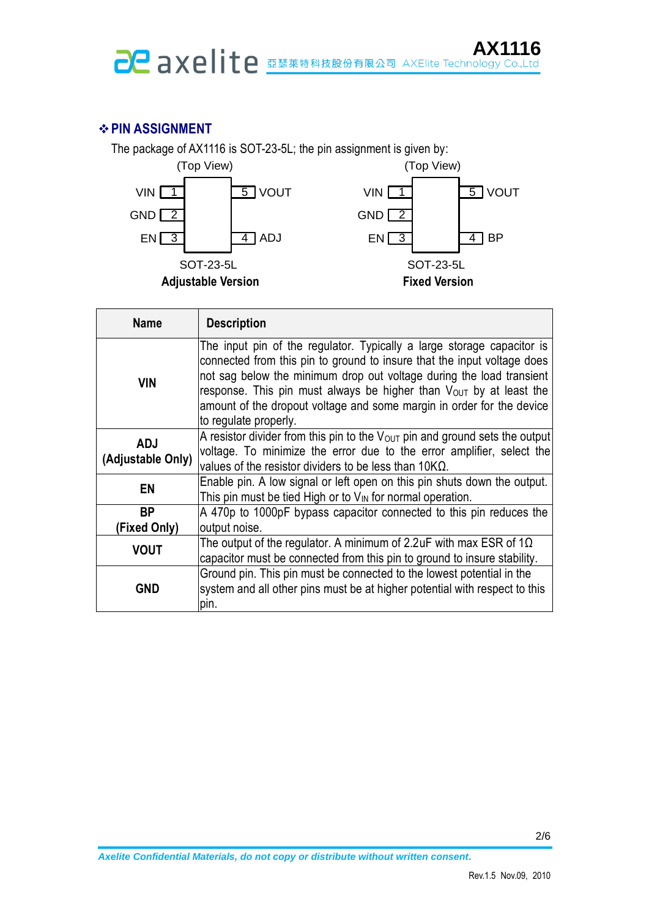## ❖ PIN ASSIGNMENT

The package of AX1116 is SOT-23-5L; the pin assignment is given by:

(Top View)

| Pin | Name | Pin | Name |
|---|---|---|---|
| 1 | VIN | 5 | VOUT |
| 2 | GND | | |
| 3 | EN | 4 | ADJ |

SOT-23-5L

**Adjustable Version**

(Top View)

| Pin | Name | Pin | Name |
|---|---|---|---|
| 1 | VIN | 5 | VOUT |
| 2 | GND | | |
| 3 | EN | 4 | BP |

SOT-23-5L

**Fixed Version**

| Name | Description |
|---|---|
| **VIN** | The input pin of the regulator. Typically a large storage capacitor is connected from this pin to ground to insure that the input voltage does not sag below the minimum drop out voltage during the load transient response. This pin must always be higher than $V_{OUT}$ by at least the amount of the dropout voltage and some margin in order for the device to regulate properly. |
| **ADJ (Adjustable Only)** | A resistor divider from this pin to the $V_{OUT}$ pin and ground sets the output voltage. To minimize the error due to the error amplifier, select the values of the resistor dividers to be less than 10KΩ. |
| **EN** | Enable pin. A low signal or left open on this pin shuts down the output. This pin must be tied High or to $V_{IN}$ for normal operation. |
| **BP (Fixed Only)** | A 470p to 1000pF bypass capacitor connected to this pin reduces the output noise. |
| **VOUT** | The output of the regulator. A minimum of 2.2uF with max ESR of 1Ω capacitor must be connected from this pin to ground to insure stability. |
| **GND** | Ground pin. This pin must be connected to the lowest potential in the system and all other pins must be at higher potential with respect to this pin. |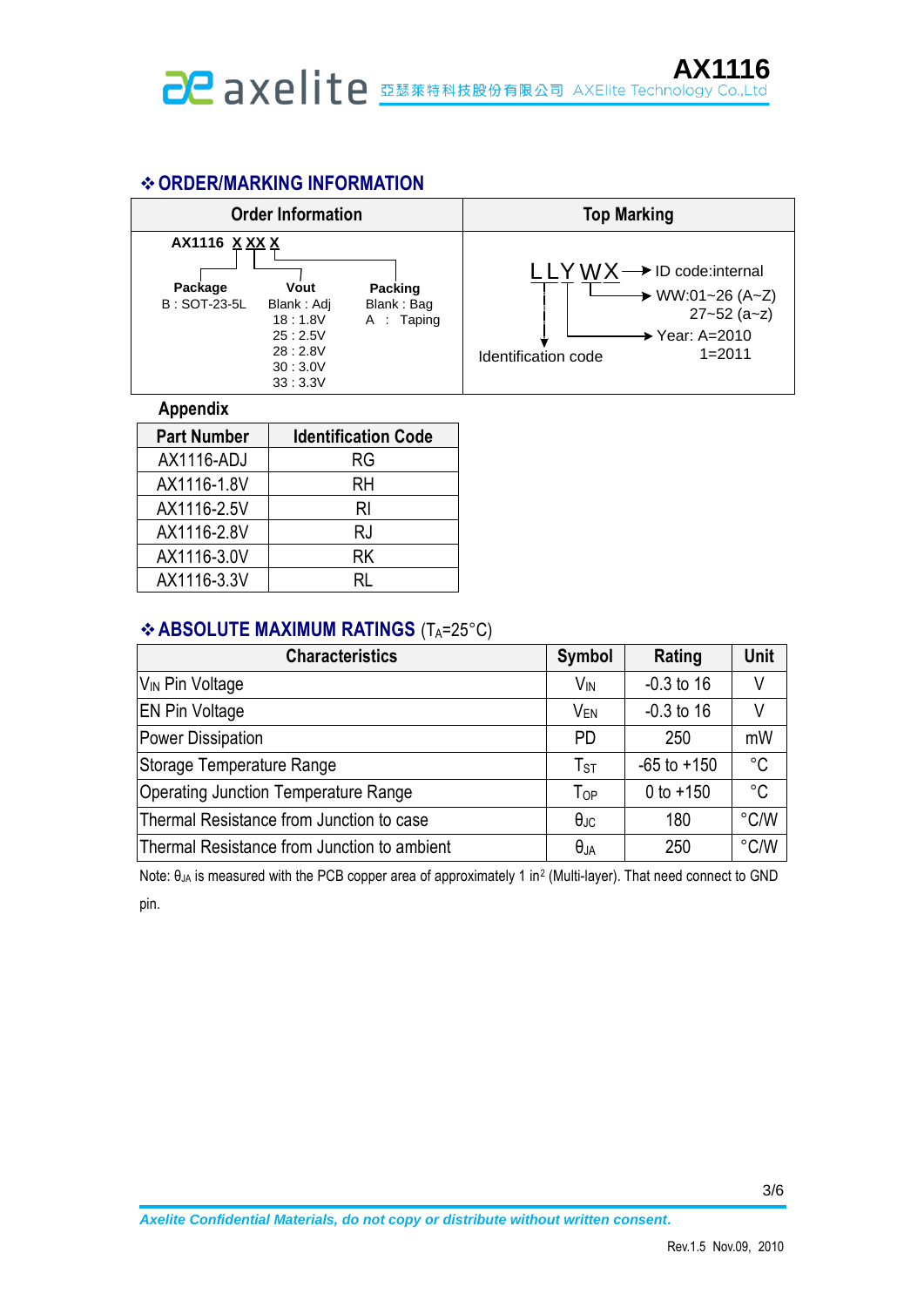## ❖ ORDER/MARKING INFORMATION

| Order Information | Top Marking |
|---|---|
| AX1116 X XX X<br>Package: B : SOT-23-5L<br>Vout: Blank : Adj, 18 : 1.8V, 25 : 2.5V, 28 : 2.8V, 30 : 3.0V, 33 : 3.3V<br>Packing: Blank : Bag, A : Taping | LLYWX<br>LL: Identification code<br>Y: Year: A=2010, 1=2011<br>WW: WW:01~26 (A~Z), 27~52 (a~z)<br>X: ID code:internal |

### Appendix

| Part Number | Identification Code |
|---|---|
| AX1116-ADJ | RG |
| AX1116-1.8V | RH |
| AX1116-2.5V | RI |
| AX1116-2.8V | RJ |
| AX1116-3.0V | RK |
| AX1116-3.3V | RL |

## ❖ ABSOLUTE MAXIMUM RATINGS ($T_A$=25°C)

| Characteristics | Symbol | Rating | Unit |
|---|---|---|---|
| $V_{IN}$ Pin Voltage | $V_{IN}$ | -0.3 to 16 | V |
| EN Pin Voltage | $V_{EN}$ | -0.3 to 16 | V |
| Power Dissipation | PD | 250 | mW |
| Storage Temperature Range | $T_{ST}$ | -65 to +150 | °C |
| Operating Junction Temperature Range | $T_{OP}$ | 0 to +150 | °C |
| Thermal Resistance from Junction to case | $\theta_{JC}$ | 180 | °C/W |
| Thermal Resistance from Junction to ambient | $\theta_{JA}$ | 250 | °C/W |

Note: $\theta_{JA}$ is measured with the PCB copper area of approximately 1 $in^2$ (Multi-layer). That need connect to GND pin.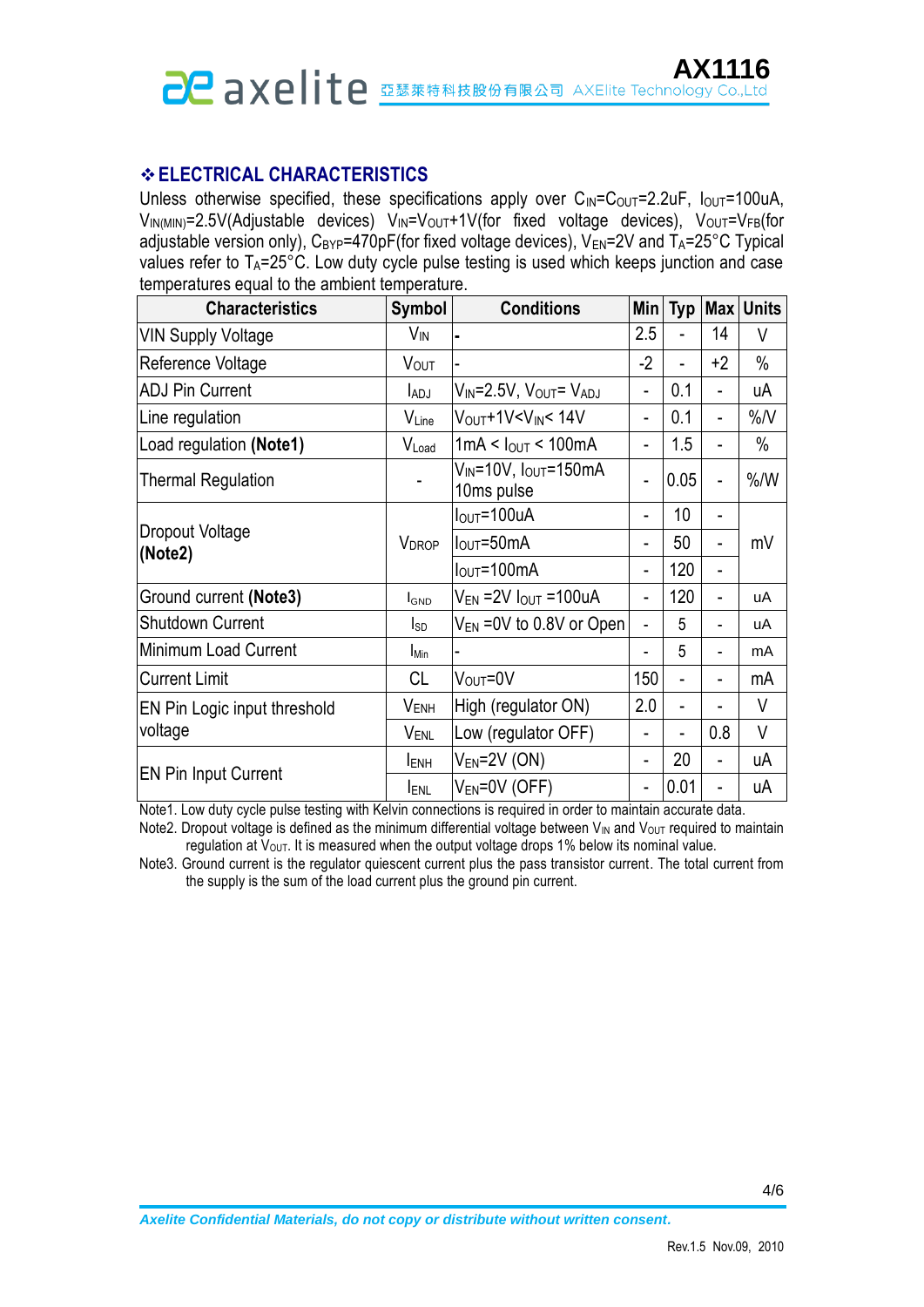## ❖ ELECTRICAL CHARACTERISTICS

Unless otherwise specified, these specifications apply over $C_{IN}$=$C_{OUT}$=2.2uF, $I_{OUT}$=100uA, $V_{IN(MIN)}$=2.5V(Adjustable devices) $V_{IN}$=$V_{OUT}$+1V(for fixed voltage devices), $V_{OUT}$=$V_{FB}$(for adjustable version only), $C_{BYP}$=470pF(for fixed voltage devices), $V_{EN}$=2V and $T_A$=25°C Typical values refer to $T_A$=25°C. Low duty cycle pulse testing is used which keeps junction and case temperatures equal to the ambient temperature.

| Characteristics | Symbol | Conditions | Min | Typ | Max | Units |
|---|---|---|---|---|---|---|
| VIN Supply Voltage | $V_{IN}$ | - | 2.5 | - | 14 | V |
| Reference Voltage | $V_{OUT}$ | - | -2 | - | +2 | % |
| ADJ Pin Current | $I_{ADJ}$ | $V_{IN}$=2.5V, $V_{OUT}$= $V_{ADJ}$ | - | 0.1 | - | uA |
| Line regulation | $V_{Line}$ | $V_{OUT}$+1V<$V_{IN}$< 14V | - | 0.1 | - | %/V |
| Load regulation **(Note1)** | $V_{Load}$ | 1mA < $I_{OUT}$ < 100mA | - | 1.5 | - | % |
| Thermal Regulation | - | $V_{IN}$=10V, $I_{OUT}$=150mA 10ms pulse | - | 0.05 | - | %/W |
| Dropout Voltage **(Note2)** | $V_{DROP}$ | $I_{OUT}$=100uA | - | 10 | - | mV |
| | | $I_{OUT}$=50mA | - | 50 | - | |
| | | $I_{OUT}$=100mA | - | 120 | - | |
| Ground current **(Note3)** | $I_{GND}$ | $V_{EN}$ =2V $I_{OUT}$ =100uA | - | 120 | - | uA |
| Shutdown Current | $I_{SD}$ | $V_{EN}$ =0V to 0.8V or Open | - | 5 | - | uA |
| Minimum Load Current | $I_{Min}$ | - | - | 5 | - | mA |
| Current Limit | CL | $V_{OUT}$=0V | 150 | - | - | mA |
| EN Pin Logic input threshold voltage | $V_{ENH}$ | High (regulator ON) | 2.0 | - | - | V |
| | $V_{ENL}$ | Low (regulator OFF) | - | - | 0.8 | V |
| EN Pin Input Current | $I_{ENH}$ | $V_{EN}$=2V (ON) | - | 20 | - | uA |
| | $I_{ENL}$ | $V_{EN}$=0V (OFF) | - | 0.01 | - | uA |

Note1. Low duty cycle pulse testing with Kelvin connections is required in order to maintain accurate data.

Note2. Dropout voltage is defined as the minimum differential voltage between $V_{IN}$ and $V_{OUT}$ required to maintain regulation at $V_{OUT}$. It is measured when the output voltage drops 1% below its nominal value.

Note3. Ground current is the regulator quiescent current plus the pass transistor current. The total current from the supply is the sum of the load current plus the ground pin current.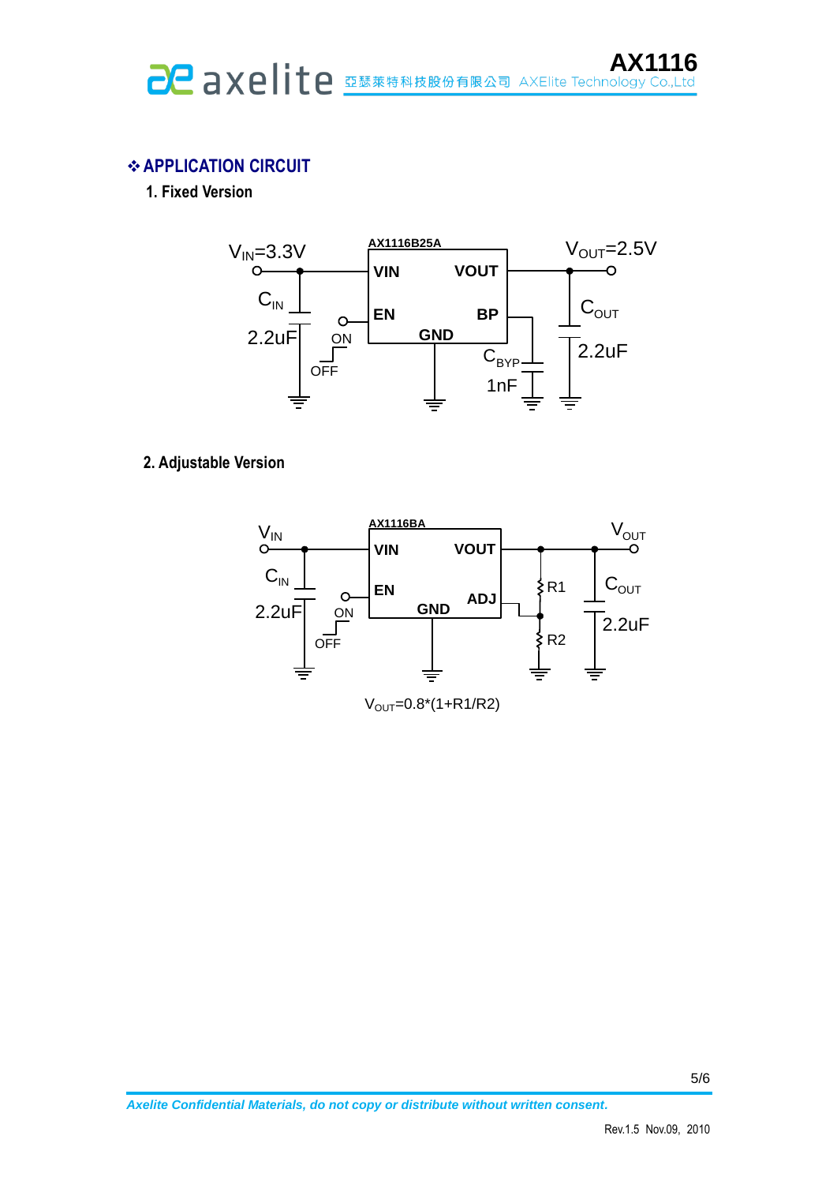## ❖ APPLICATION CIRCUIT

### 1. Fixed Version

AX1116B25A

$V_{IN}$=3.3V, $C_{IN}$ 2.2uF, VIN, EN, GND, VOUT, BP, ON, OFF, $C_{BYP}$ 1nF, $V_{OUT}$=2.5V, $C_{OUT}$ 2.2uF

### 2. Adjustable Version

AX1116BA

$V_{IN}$, $C_{IN}$ 2.2uF, VIN, EN, GND, VOUT, ADJ, ON, OFF, R1, R2, $V_{OUT}$, $C_{OUT}$ 2.2uF

$V_{OUT}$=0.8*(1+R1/R2)

*Axelite Confidential Materials, do not copy or distribute without written consent.*

Rev.1.5 Nov.09, 2010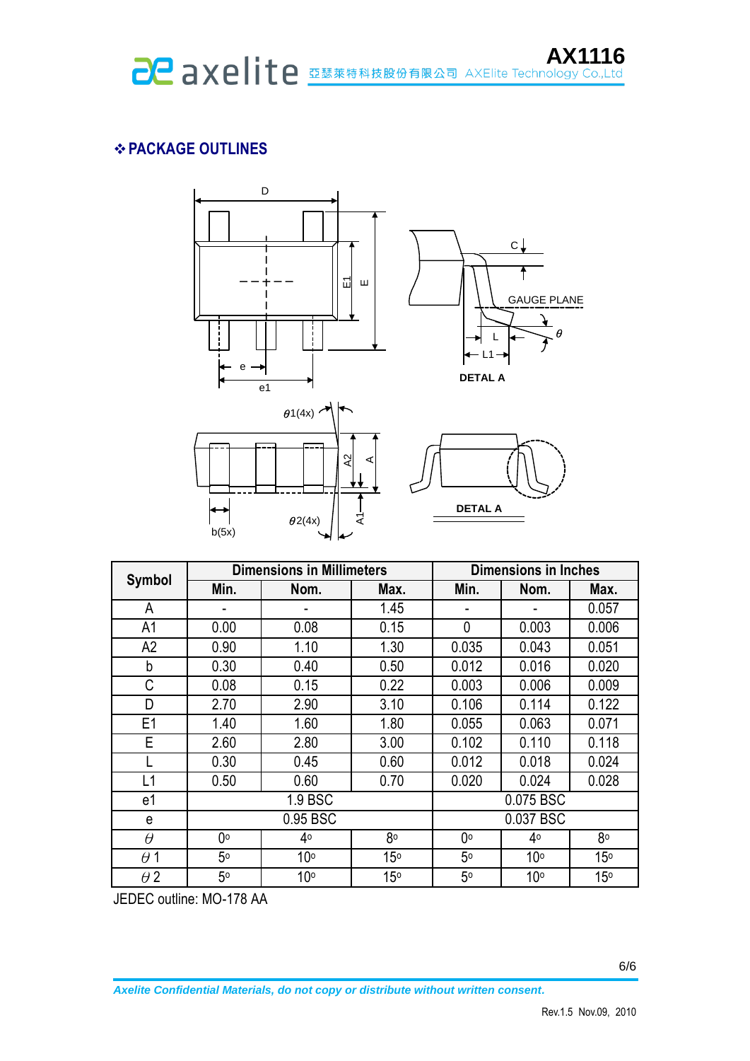## ❖ PACKAGE OUTLINES

D

E1

E

C

GAUGE PLANE

θ

L

L1

DETAL A

e

e1

θ1(4x)

A2

A

A1

b(5x)

θ2(4x)

DETAL A

| Symbol | Dimensions in Millimeters | | | Dimensions in Inches | | |
|---|---|---|---|---|---|---|
| | Min. | Nom. | Max. | Min. | Nom. | Max. |
| A | - | - | 1.45 | - | - | 0.057 |
| A1 | 0.00 | 0.08 | 0.15 | 0 | 0.003 | 0.006 |
| A2 | 0.90 | 1.10 | 1.30 | 0.035 | 0.043 | 0.051 |
| b | 0.30 | 0.40 | 0.50 | 0.012 | 0.016 | 0.020 |
| C | 0.08 | 0.15 | 0.22 | 0.003 | 0.006 | 0.009 |
| D | 2.70 | 2.90 | 3.10 | 0.106 | 0.114 | 0.122 |
| E1 | 1.40 | 1.60 | 1.80 | 0.055 | 0.063 | 0.071 |
| E | 2.60 | 2.80 | 3.00 | 0.102 | 0.110 | 0.118 |
| L | 0.30 | 0.45 | 0.60 | 0.012 | 0.018 | 0.024 |
| L1 | 0.50 | 0.60 | 0.70 | 0.020 | 0.024 | 0.028 |
| e1 | 1.9 BSC | | | 0.075 BSC | | |
| e | 0.95 BSC | | | 0.037 BSC | | |
| $\theta$ | 0° | 4° | 8° | 0° | 4° | 8° |
| $\theta$1 | 5° | 10° | 15° | 5° | 10° | 15° |
| $\theta$2 | 5° | 10° | 15° | 5° | 10° | 15° |

JEDEC outline: MO-178 AA